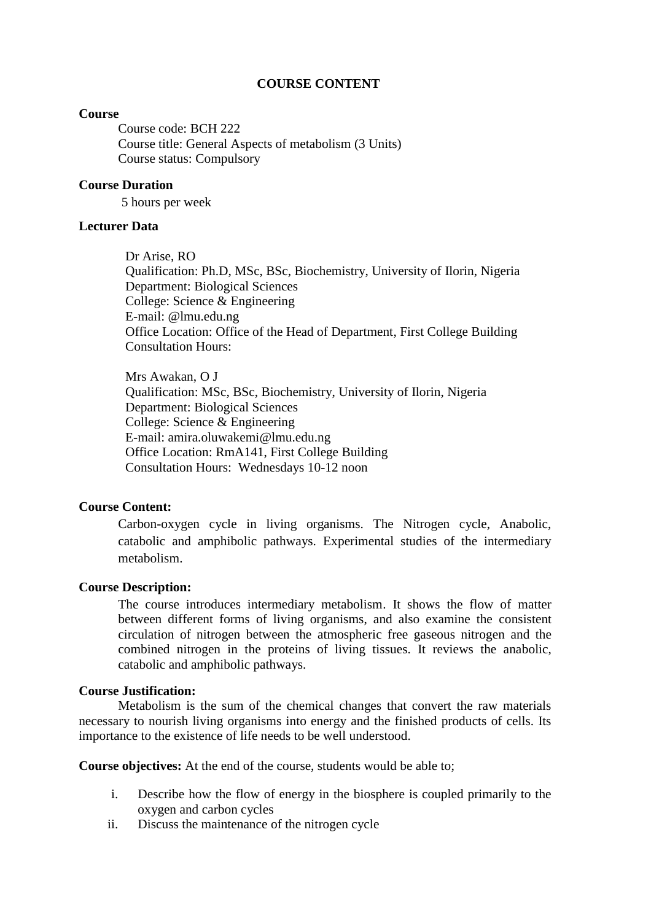# COURSE CONTENT

**Course**

Course code: BCH 222
Course title: General Aspects of metabolism (3 Units)
Course status: Compulsory

**Course Duration**

5 hours per week

**Lecturer Data**

Dr Arise, RO
Qualification: Ph.D, MSc, BSc, Biochemistry, University of Ilorin, Nigeria
Department: Biological Sciences
College: Science & Engineering
E-mail: @lmu.edu.ng
Office Location: Office of the Head of Department, First College Building
Consultation Hours:

Mrs Awakan, O J
Qualification: MSc, BSc, Biochemistry, University of Ilorin, Nigeria
Department: Biological Sciences
College: Science & Engineering
E-mail: amira.oluwakemi@lmu.edu.ng
Office Location: RmA141, First College Building
Consultation Hours: Wednesdays 10-12 noon

**Course Content:**

Carbon-oxygen cycle in living organisms. The Nitrogen cycle, Anabolic, catabolic and amphibolic pathways. Experimental studies of the intermediary metabolism.

**Course Description:**

The course introduces intermediary metabolism. It shows the flow of matter between different forms of living organisms, and also examine the consistent circulation of nitrogen between the atmospheric free gaseous nitrogen and the combined nitrogen in the proteins of living tissues. It reviews the anabolic, catabolic and amphibolic pathways.

**Course Justification:**

Metabolism is the sum of the chemical changes that convert the raw materials necessary to nourish living organisms into energy and the finished products of cells. Its importance to the existence of life needs to be well understood.

**Course objectives:** At the end of the course, students would be able to;

i. Describe how the flow of energy in the biosphere is coupled primarily to the oxygen and carbon cycles
ii. Discuss the maintenance of the nitrogen cycle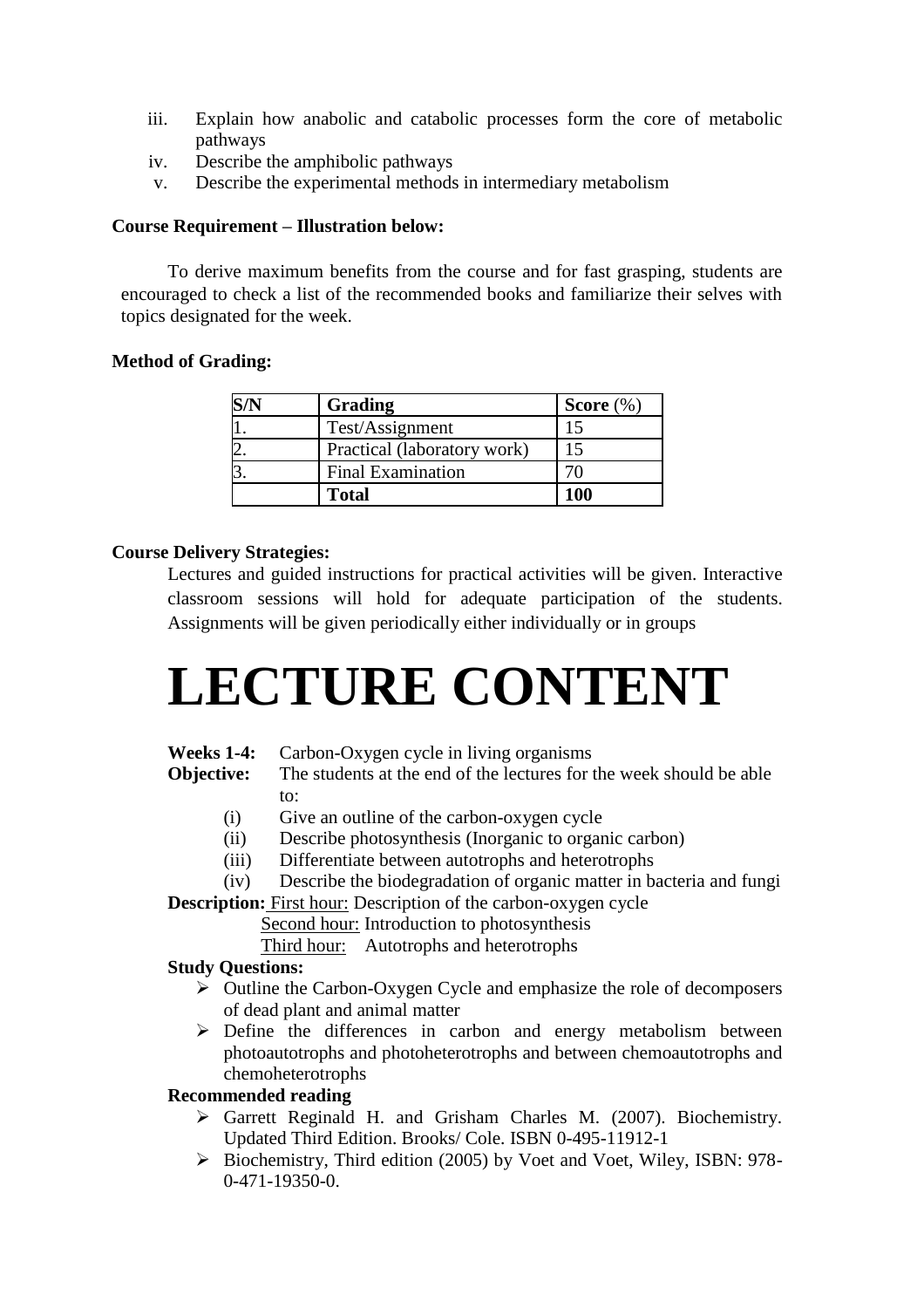iii. Explain how anabolic and catabolic processes form the core of metabolic pathways
iv. Describe the amphibolic pathways
v. Describe the experimental methods in intermediary metabolism

**Course Requirement – Illustration below:**

To derive maximum benefits from the course and for fast grasping, students are encouraged to check a list of the recommended books and familiarize their selves with topics designated for the week.

**Method of Grading:**

| S/N | Grading | Score (%) |
|---|---|---|
| 1. | Test/Assignment | 15 |
| 2. | Practical (laboratory work) | 15 |
| 3. | Final Examination | 70 |
| | **Total** | **100** |

**Course Delivery Strategies:**

Lectures and guided instructions for practical activities will be given. Interactive classroom sessions will hold for adequate participation of the students. Assignments will be given periodically either individually or in groups

# LECTURE CONTENT

**Weeks 1-4:** Carbon-Oxygen cycle in living organisms

**Objective:** The students at the end of the lectures for the week should be able to:

(i) Give an outline of the carbon-oxygen cycle
(ii) Describe photosynthesis (Inorganic to organic carbon)
(iii) Differentiate between autotrophs and heterotrophs
(iv) Describe the biodegradation of organic matter in bacteria and fungi

**Description:** First hour: Description of the carbon-oxygen cycle
Second hour: Introduction to photosynthesis
Third hour: Autotrophs and heterotrophs

**Study Questions:**

- Outline the Carbon-Oxygen Cycle and emphasize the role of decomposers of dead plant and animal matter
- Define the differences in carbon and energy metabolism between photoautotrophs and photoheterotrophs and between chemoautotrophs and chemoheterotrophs

**Recommended reading**

- Garrett Reginald H. and Grisham Charles M. (2007). Biochemistry. Updated Third Edition. Brooks/ Cole. ISBN 0-495-11912-1
- Biochemistry, Third edition (2005) by Voet and Voet, Wiley, ISBN: 978-0-471-19350-0.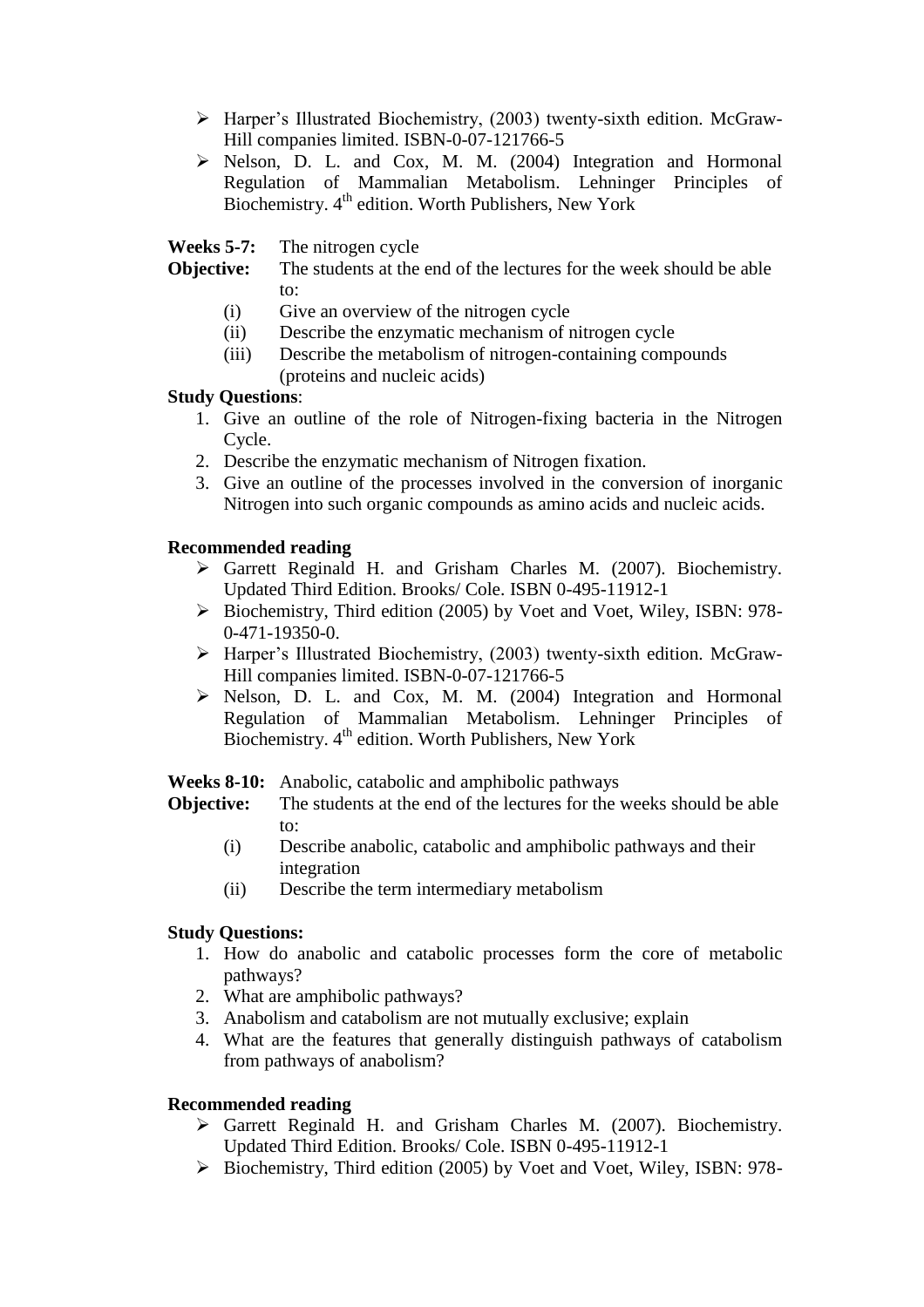- Harper's Illustrated Biochemistry, (2003) twenty-sixth edition. McGraw-Hill companies limited. ISBN-0-07-121766-5
- Nelson, D. L. and Cox, M. M. (2004) Integration and Hormonal Regulation of Mammalian Metabolism. Lehninger Principles of Biochemistry. 4th edition. Worth Publishers, New York

**Weeks 5-7:** The nitrogen cycle

**Objective:** The students at the end of the lectures for the week should be able to:

(i) Give an overview of the nitrogen cycle
(ii) Describe the enzymatic mechanism of nitrogen cycle
(iii) Describe the metabolism of nitrogen-containing compounds (proteins and nucleic acids)

**Study Questions**:

1. Give an outline of the role of Nitrogen-fixing bacteria in the Nitrogen Cycle.
2. Describe the enzymatic mechanism of Nitrogen fixation.
3. Give an outline of the processes involved in the conversion of inorganic Nitrogen into such organic compounds as amino acids and nucleic acids.

**Recommended reading**

- Garrett Reginald H. and Grisham Charles M. (2007). Biochemistry. Updated Third Edition. Brooks/ Cole. ISBN 0-495-11912-1
- Biochemistry, Third edition (2005) by Voet and Voet, Wiley, ISBN: 978-0-471-19350-0.
- Harper's Illustrated Biochemistry, (2003) twenty-sixth edition. McGraw-Hill companies limited. ISBN-0-07-121766-5
- Nelson, D. L. and Cox, M. M. (2004) Integration and Hormonal Regulation of Mammalian Metabolism. Lehninger Principles of Biochemistry. 4th edition. Worth Publishers, New York

**Weeks 8-10:** Anabolic, catabolic and amphibolic pathways

**Objective:** The students at the end of the lectures for the weeks should be able to:

(i) Describe anabolic, catabolic and amphibolic pathways and their integration
(ii) Describe the term intermediary metabolism

**Study Questions:**

1. How do anabolic and catabolic processes form the core of metabolic pathways?
2. What are amphibolic pathways?
3. Anabolism and catabolism are not mutually exclusive; explain
4. What are the features that generally distinguish pathways of catabolism from pathways of anabolism?

**Recommended reading**

- Garrett Reginald H. and Grisham Charles M. (2007). Biochemistry. Updated Third Edition. Brooks/ Cole. ISBN 0-495-11912-1
- Biochemistry, Third edition (2005) by Voet and Voet, Wiley, ISBN: 978-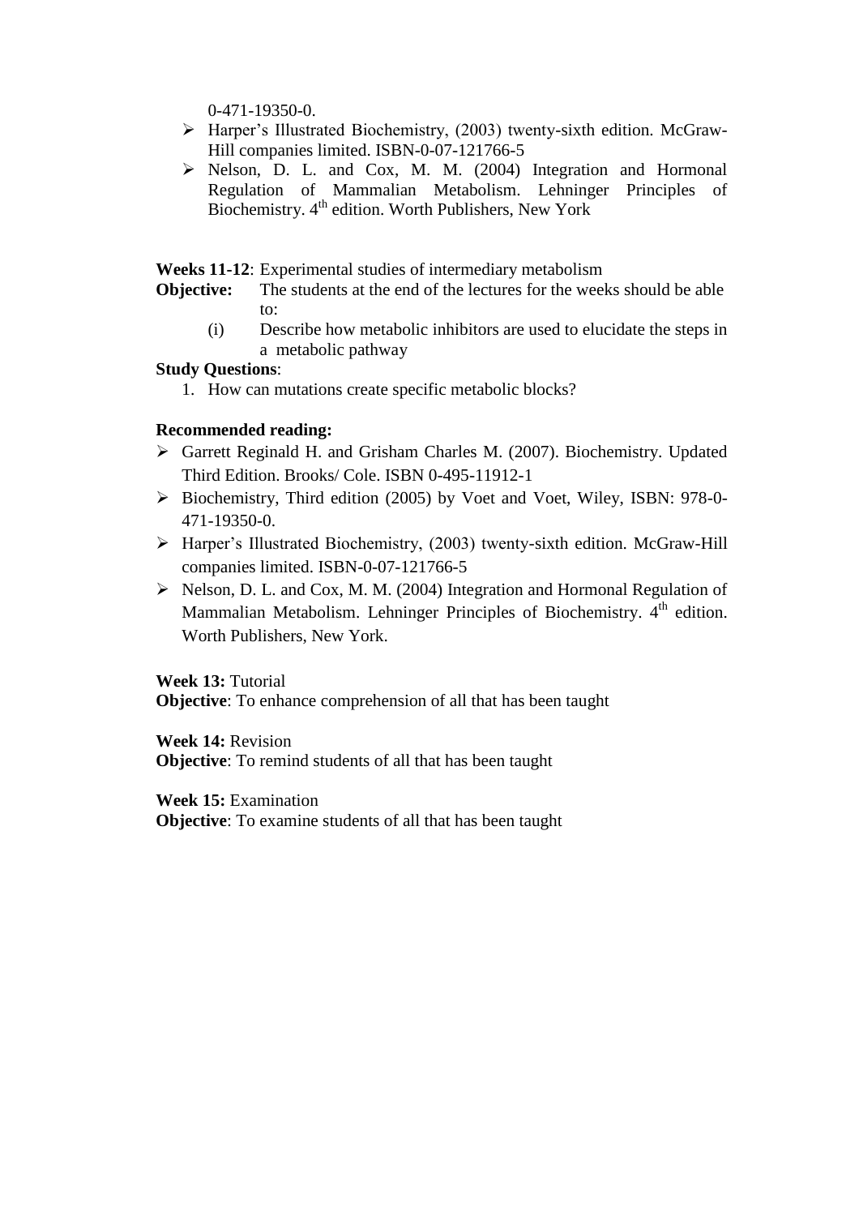0-471-19350-0.

- Harper's Illustrated Biochemistry, (2003) twenty-sixth edition. McGraw-Hill companies limited. ISBN-0-07-121766-5
- Nelson, D. L. and Cox, M. M. (2004) Integration and Hormonal Regulation of Mammalian Metabolism. Lehninger Principles of Biochemistry. 4th edition. Worth Publishers, New York

**Weeks 11-12**: Experimental studies of intermediary metabolism

**Objective:** The students at the end of the lectures for the weeks should be able to:

(i) Describe how metabolic inhibitors are used to elucidate the steps in a metabolic pathway

**Study Questions**:

1. How can mutations create specific metabolic blocks?

**Recommended reading:**

- Garrett Reginald H. and Grisham Charles M. (2007). Biochemistry. Updated Third Edition. Brooks/ Cole. ISBN 0-495-11912-1
- Biochemistry, Third edition (2005) by Voet and Voet, Wiley, ISBN: 978-0-471-19350-0.
- Harper's Illustrated Biochemistry, (2003) twenty-sixth edition. McGraw-Hill companies limited. ISBN-0-07-121766-5
- Nelson, D. L. and Cox, M. M. (2004) Integration and Hormonal Regulation of Mammalian Metabolism. Lehninger Principles of Biochemistry. 4th edition. Worth Publishers, New York.

**Week 13:** Tutorial

**Objective**: To enhance comprehension of all that has been taught

**Week 14:** Revision

**Objective**: To remind students of all that has been taught

**Week 15:** Examination

**Objective**: To examine students of all that has been taught